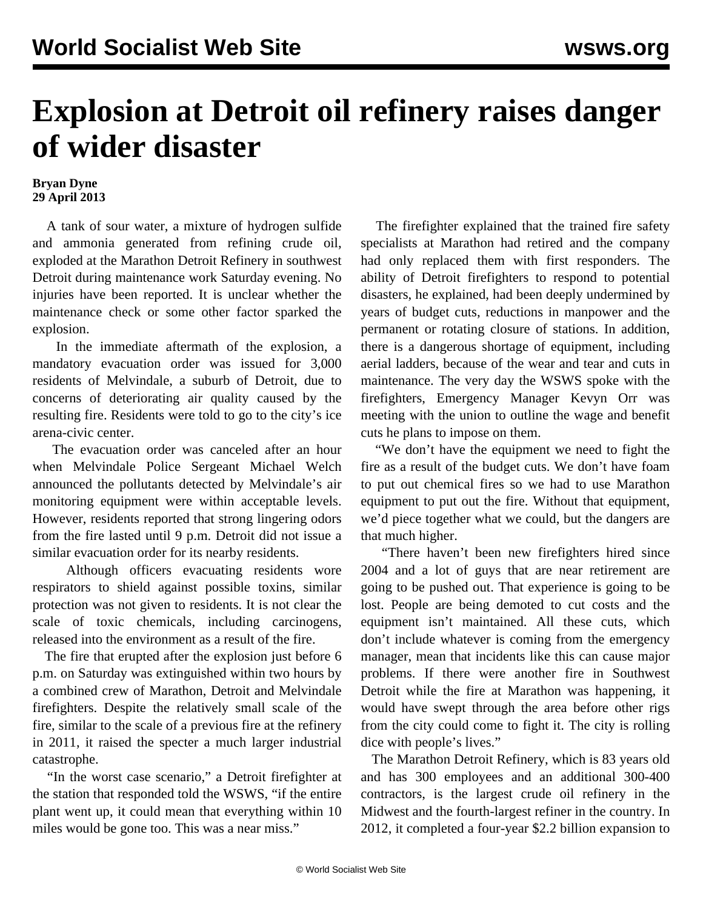# Explosion at Detroit oil refinery raises danger of wider disaster

**Bryan Dyne**
**29 April 2013**

A tank of sour water, a mixture of hydrogen sulfide and ammonia generated from refining crude oil, exploded at the Marathon Detroit Refinery in southwest Detroit during maintenance work Saturday evening. No injuries have been reported. It is unclear whether the maintenance check or some other factor sparked the explosion.

In the immediate aftermath of the explosion, a mandatory evacuation order was issued for 3,000 residents of Melvindale, a suburb of Detroit, due to concerns of deteriorating air quality caused by the resulting fire. Residents were told to go to the city's ice arena-civic center.

The evacuation order was canceled after an hour when Melvindale Police Sergeant Michael Welch announced the pollutants detected by Melvindale's air monitoring equipment were within acceptable levels. However, residents reported that strong lingering odors from the fire lasted until 9 p.m. Detroit did not issue a similar evacuation order for its nearby residents.

Although officers evacuating residents wore respirators to shield against possible toxins, similar protection was not given to residents. It is not clear the scale of toxic chemicals, including carcinogens, released into the environment as a result of the fire.

The fire that erupted after the explosion just before 6 p.m. on Saturday was extinguished within two hours by a combined crew of Marathon, Detroit and Melvindale firefighters. Despite the relatively small scale of the fire, similar to the scale of a previous fire at the refinery in 2011, it raised the specter a much larger industrial catastrophe.

"In the worst case scenario," a Detroit firefighter at the station that responded told the WSWS, "if the entire plant went up, it could mean that everything within 10 miles would be gone too. This was a near miss."

The firefighter explained that the trained fire safety specialists at Marathon had retired and the company had only replaced them with first responders. The ability of Detroit firefighters to respond to potential disasters, he explained, had been deeply undermined by years of budget cuts, reductions in manpower and the permanent or rotating closure of stations. In addition, there is a dangerous shortage of equipment, including aerial ladders, because of the wear and tear and cuts in maintenance. The very day the WSWS spoke with the firefighters, Emergency Manager Kevyn Orr was meeting with the union to outline the wage and benefit cuts he plans to impose on them.

"We don't have the equipment we need to fight the fire as a result of the budget cuts. We don't have foam to put out chemical fires so we had to use Marathon equipment to put out the fire. Without that equipment, we'd piece together what we could, but the dangers are that much higher.

"There haven't been new firefighters hired since 2004 and a lot of guys that are near retirement are going to be pushed out. That experience is going to be lost. People are being demoted to cut costs and the equipment isn't maintained. All these cuts, which don't include whatever is coming from the emergency manager, mean that incidents like this can cause major problems. If there were another fire in Southwest Detroit while the fire at Marathon was happening, it would have swept through the area before other rigs from the city could come to fight it. The city is rolling dice with people's lives."

The Marathon Detroit Refinery, which is 83 years old and has 300 employees and an additional 300-400 contractors, is the largest crude oil refinery in the Midwest and the fourth-largest refiner in the country. In 2012, it completed a four-year $2.2 billion expansion to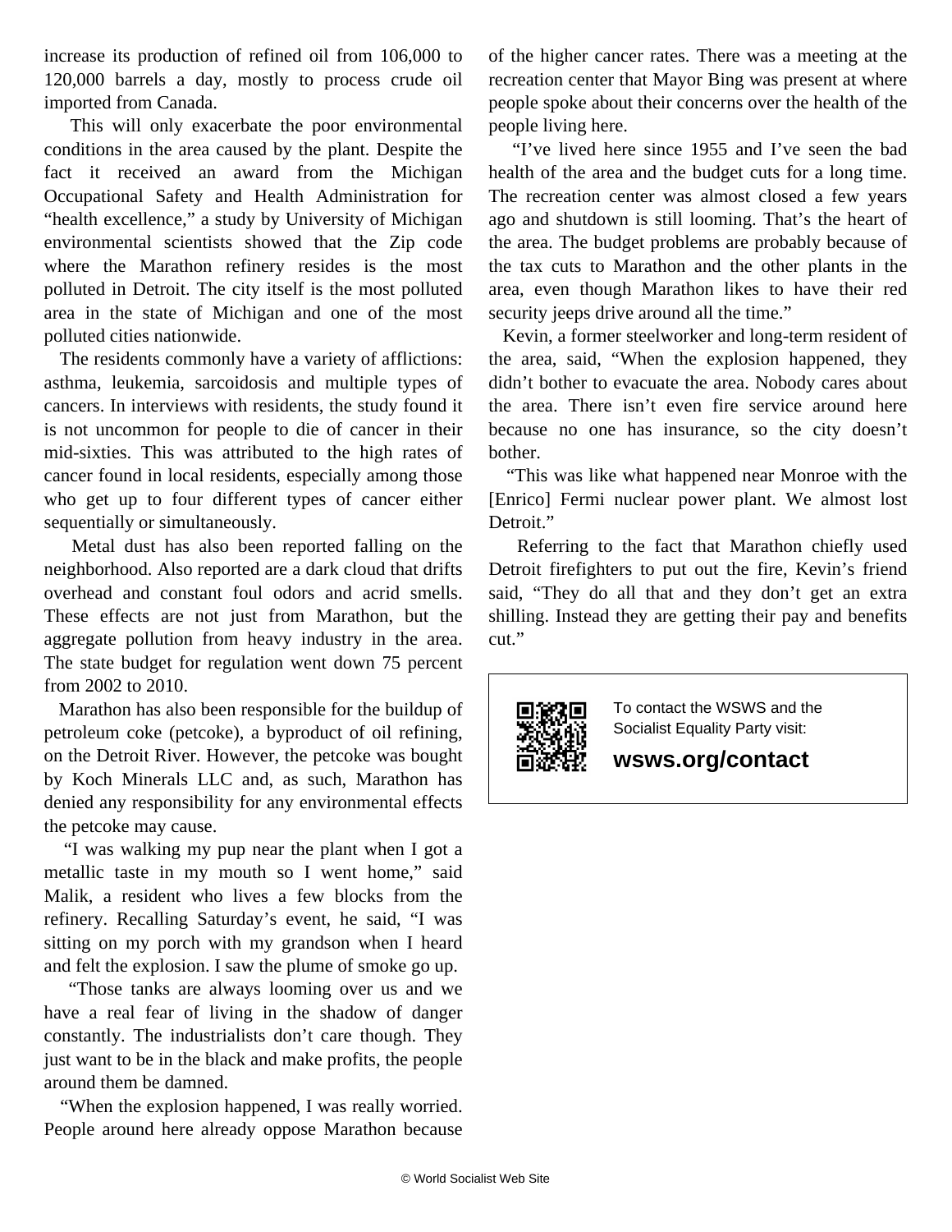increase its production of refined oil from 106,000 to 120,000 barrels a day, mostly to process crude oil imported from Canada.

This will only exacerbate the poor environmental conditions in the area caused by the plant. Despite the fact it received an award from the Michigan Occupational Safety and Health Administration for "health excellence," a study by University of Michigan environmental scientists showed that the Zip code where the Marathon refinery resides is the most polluted in Detroit. The city itself is the most polluted area in the state of Michigan and one of the most polluted cities nationwide.

The residents commonly have a variety of afflictions: asthma, leukemia, sarcoidosis and multiple types of cancers. In interviews with residents, the study found it is not uncommon for people to die of cancer in their mid-sixties. This was attributed to the high rates of cancer found in local residents, especially among those who get up to four different types of cancer either sequentially or simultaneously.

Metal dust has also been reported falling on the neighborhood. Also reported are a dark cloud that drifts overhead and constant foul odors and acrid smells. These effects are not just from Marathon, but the aggregate pollution from heavy industry in the area. The state budget for regulation went down 75 percent from 2002 to 2010.

Marathon has also been responsible for the buildup of petroleum coke (petcoke), a byproduct of oil refining, on the Detroit River. However, the petcoke was bought by Koch Minerals LLC and, as such, Marathon has denied any responsibility for any environmental effects the petcoke may cause.

"I was walking my pup near the plant when I got a metallic taste in my mouth so I went home," said Malik, a resident who lives a few blocks from the refinery. Recalling Saturday's event, he said, "I was sitting on my porch with my grandson when I heard and felt the explosion. I saw the plume of smoke go up.

"Those tanks are always looming over us and we have a real fear of living in the shadow of danger constantly. The industrialists don't care though. They just want to be in the black and make profits, the people around them be damned.

"When the explosion happened, I was really worried. People around here already oppose Marathon because of the higher cancer rates. There was a meeting at the recreation center that Mayor Bing was present at where people spoke about their concerns over the health of the people living here.

"I've lived here since 1955 and I've seen the bad health of the area and the budget cuts for a long time. The recreation center was almost closed a few years ago and shutdown is still looming. That's the heart of the area. The budget problems are probably because of the tax cuts to Marathon and the other plants in the area, even though Marathon likes to have their red security jeeps drive around all the time."

Kevin, a former steelworker and long-term resident of the area, said, "When the explosion happened, they didn't bother to evacuate the area. Nobody cares about the area. There isn't even fire service around here because no one has insurance, so the city doesn't bother.

"This was like what happened near Monroe with the [Enrico] Fermi nuclear power plant. We almost lost Detroit."

Referring to the fact that Marathon chiefly used Detroit firefighters to put out the fire, Kevin's friend said, "They do all that and they don't get an extra shilling. Instead they are getting their pay and benefits cut."

To contact the WSWS and the Socialist Equality Party visit:

**wsws.org/contact**